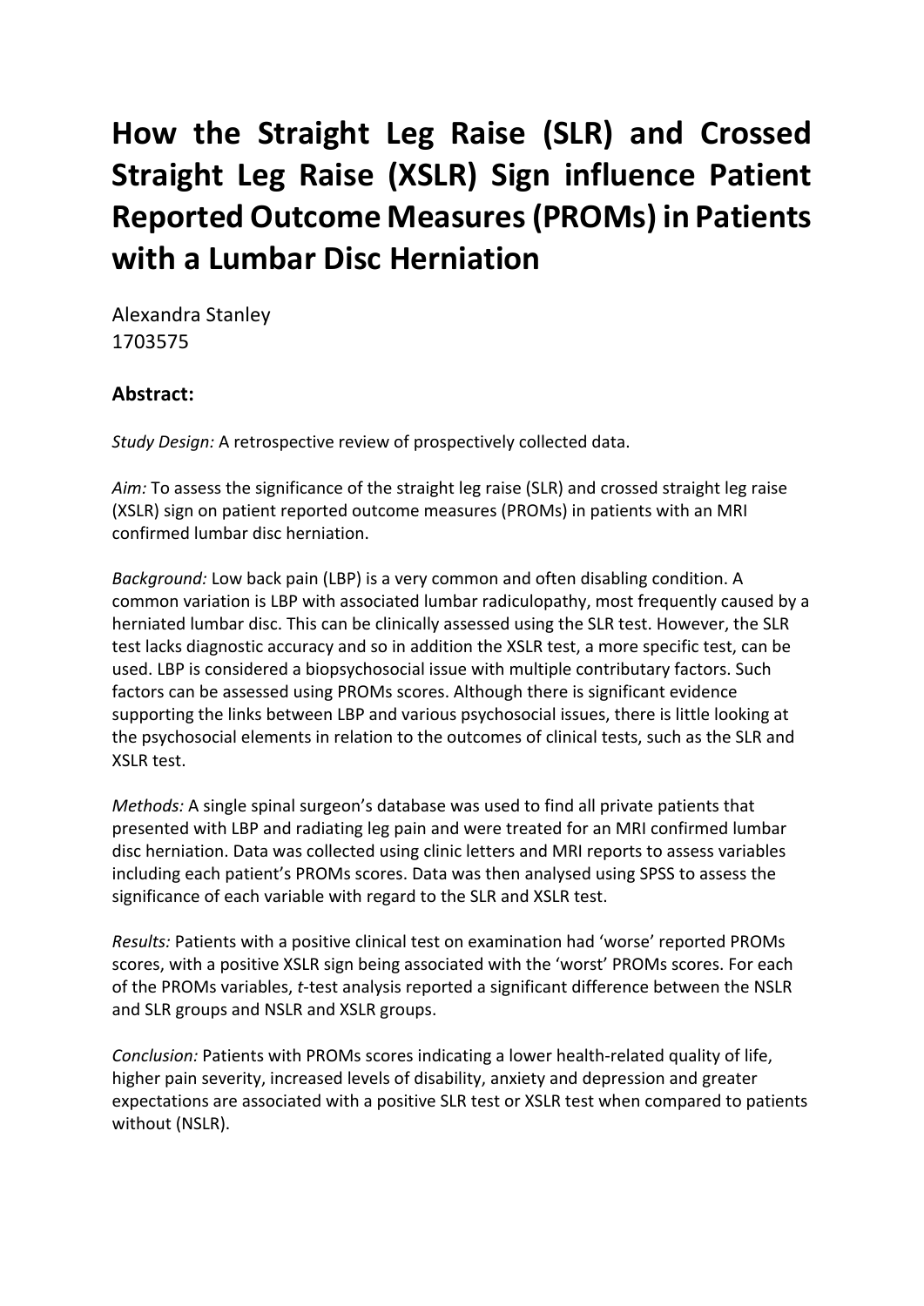# How the Straight Leg Raise (SLR) and Crossed Straight Leg Raise (XSLR) Sign influence Patient Reported Outcome Measures (PROMs) in Patients with a Lumbar Disc Herniation

Alexandra Stanley
1703575

## Abstract:

*Study Design:* A retrospective review of prospectively collected data.

*Aim:* To assess the significance of the straight leg raise (SLR) and crossed straight leg raise (XSLR) sign on patient reported outcome measures (PROMs) in patients with an MRI confirmed lumbar disc herniation.

*Background:* Low back pain (LBP) is a very common and often disabling condition. A common variation is LBP with associated lumbar radiculopathy, most frequently caused by a herniated lumbar disc. This can be clinically assessed using the SLR test. However, the SLR test lacks diagnostic accuracy and so in addition the XSLR test, a more specific test, can be used. LBP is considered a biopsychosocial issue with multiple contributary factors. Such factors can be assessed using PROMs scores. Although there is significant evidence supporting the links between LBP and various psychosocial issues, there is little looking at the psychosocial elements in relation to the outcomes of clinical tests, such as the SLR and XSLR test.

*Methods:* A single spinal surgeon's database was used to find all private patients that presented with LBP and radiating leg pain and were treated for an MRI confirmed lumbar disc herniation. Data was collected using clinic letters and MRI reports to assess variables including each patient's PROMs scores. Data was then analysed using SPSS to assess the significance of each variable with regard to the SLR and XSLR test.

*Results:* Patients with a positive clinical test on examination had 'worse' reported PROMs scores, with a positive XSLR sign being associated with the 'worst' PROMs scores. For each of the PROMs variables, *t*-test analysis reported a significant difference between the NSLR and SLR groups and NSLR and XSLR groups.

*Conclusion:* Patients with PROMs scores indicating a lower health-related quality of life, higher pain severity, increased levels of disability, anxiety and depression and greater expectations are associated with a positive SLR test or XSLR test when compared to patients without (NSLR).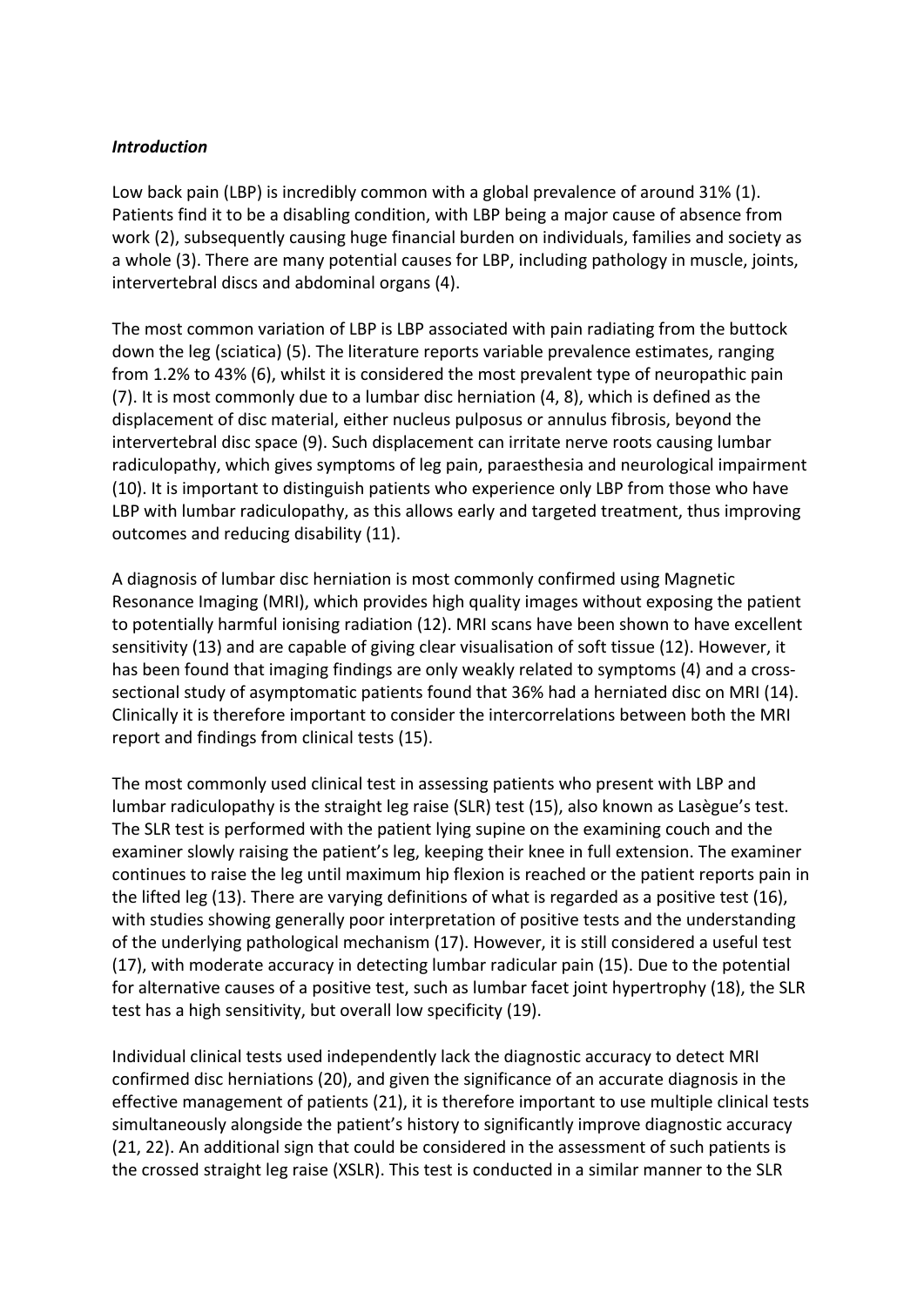***Introduction***

Low back pain (LBP) is incredibly common with a global prevalence of around 31% (1). Patients find it to be a disabling condition, with LBP being a major cause of absence from work (2), subsequently causing huge financial burden on individuals, families and society as a whole (3). There are many potential causes for LBP, including pathology in muscle, joints, intervertebral discs and abdominal organs (4).

The most common variation of LBP is LBP associated with pain radiating from the buttock down the leg (sciatica) (5). The literature reports variable prevalence estimates, ranging from 1.2% to 43% (6), whilst it is considered the most prevalent type of neuropathic pain (7). It is most commonly due to a lumbar disc herniation (4, 8), which is defined as the displacement of disc material, either nucleus pulposus or annulus fibrosis, beyond the intervertebral disc space (9). Such displacement can irritate nerve roots causing lumbar radiculopathy, which gives symptoms of leg pain, paraesthesia and neurological impairment (10). It is important to distinguish patients who experience only LBP from those who have LBP with lumbar radiculopathy, as this allows early and targeted treatment, thus improving outcomes and reducing disability (11).

A diagnosis of lumbar disc herniation is most commonly confirmed using Magnetic Resonance Imaging (MRI), which provides high quality images without exposing the patient to potentially harmful ionising radiation (12). MRI scans have been shown to have excellent sensitivity (13) and are capable of giving clear visualisation of soft tissue (12). However, it has been found that imaging findings are only weakly related to symptoms (4) and a cross-sectional study of asymptomatic patients found that 36% had a herniated disc on MRI (14). Clinically it is therefore important to consider the intercorrelations between both the MRI report and findings from clinical tests (15).

The most commonly used clinical test in assessing patients who present with LBP and lumbar radiculopathy is the straight leg raise (SLR) test (15), also known as Lasègue's test. The SLR test is performed with the patient lying supine on the examining couch and the examiner slowly raising the patient's leg, keeping their knee in full extension. The examiner continues to raise the leg until maximum hip flexion is reached or the patient reports pain in the lifted leg (13). There are varying definitions of what is regarded as a positive test (16), with studies showing generally poor interpretation of positive tests and the understanding of the underlying pathological mechanism (17). However, it is still considered a useful test (17), with moderate accuracy in detecting lumbar radicular pain (15). Due to the potential for alternative causes of a positive test, such as lumbar facet joint hypertrophy (18), the SLR test has a high sensitivity, but overall low specificity (19).

Individual clinical tests used independently lack the diagnostic accuracy to detect MRI confirmed disc herniations (20), and given the significance of an accurate diagnosis in the effective management of patients (21), it is therefore important to use multiple clinical tests simultaneously alongside the patient's history to significantly improve diagnostic accuracy (21, 22). An additional sign that could be considered in the assessment of such patients is the crossed straight leg raise (XSLR). This test is conducted in a similar manner to the SLR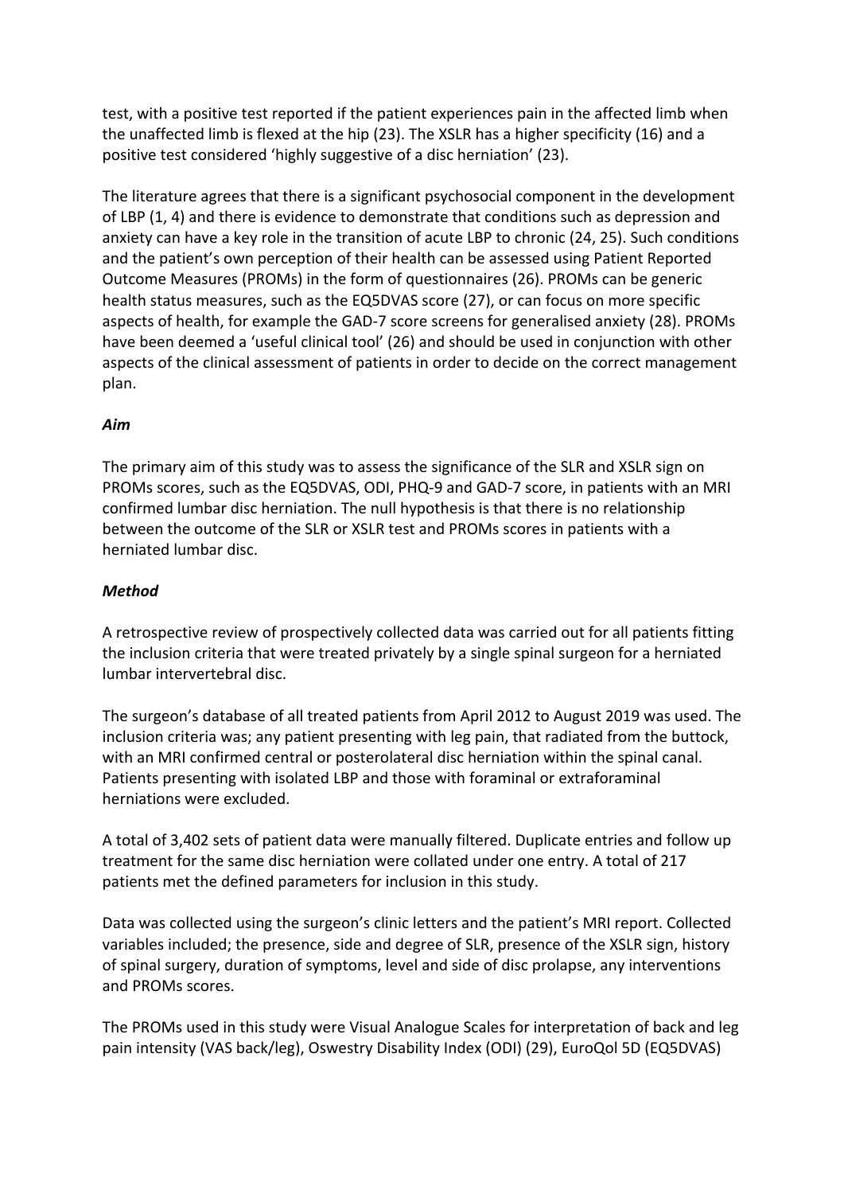test, with a positive test reported if the patient experiences pain in the affected limb when the unaffected limb is flexed at the hip (23). The XSLR has a higher specificity (16) and a positive test considered 'highly suggestive of a disc herniation' (23).

The literature agrees that there is a significant psychosocial component in the development of LBP (1, 4) and there is evidence to demonstrate that conditions such as depression and anxiety can have a key role in the transition of acute LBP to chronic (24, 25). Such conditions and the patient's own perception of their health can be assessed using Patient Reported Outcome Measures (PROMs) in the form of questionnaires (26). PROMs can be generic health status measures, such as the EQ5DVAS score (27), or can focus on more specific aspects of health, for example the GAD-7 score screens for generalised anxiety (28). PROMs have been deemed a 'useful clinical tool' (26) and should be used in conjunction with other aspects of the clinical assessment of patients in order to decide on the correct management plan.

### *Aim*

The primary aim of this study was to assess the significance of the SLR and XSLR sign on PROMs scores, such as the EQ5DVAS, ODI, PHQ-9 and GAD-7 score, in patients with an MRI confirmed lumbar disc herniation. The null hypothesis is that there is no relationship between the outcome of the SLR or XSLR test and PROMs scores in patients with a herniated lumbar disc.

### *Method*

A retrospective review of prospectively collected data was carried out for all patients fitting the inclusion criteria that were treated privately by a single spinal surgeon for a herniated lumbar intervertebral disc.

The surgeon's database of all treated patients from April 2012 to August 2019 was used. The inclusion criteria was; any patient presenting with leg pain, that radiated from the buttock, with an MRI confirmed central or posterolateral disc herniation within the spinal canal. Patients presenting with isolated LBP and those with foraminal or extraforaminal herniations were excluded.

A total of 3,402 sets of patient data were manually filtered. Duplicate entries and follow up treatment for the same disc herniation were collated under one entry. A total of 217 patients met the defined parameters for inclusion in this study.

Data was collected using the surgeon's clinic letters and the patient's MRI report. Collected variables included; the presence, side and degree of SLR, presence of the XSLR sign, history of spinal surgery, duration of symptoms, level and side of disc prolapse, any interventions and PROMs scores.

The PROMs used in this study were Visual Analogue Scales for interpretation of back and leg pain intensity (VAS back/leg), Oswestry Disability Index (ODI) (29), EuroQol 5D (EQ5DVAS)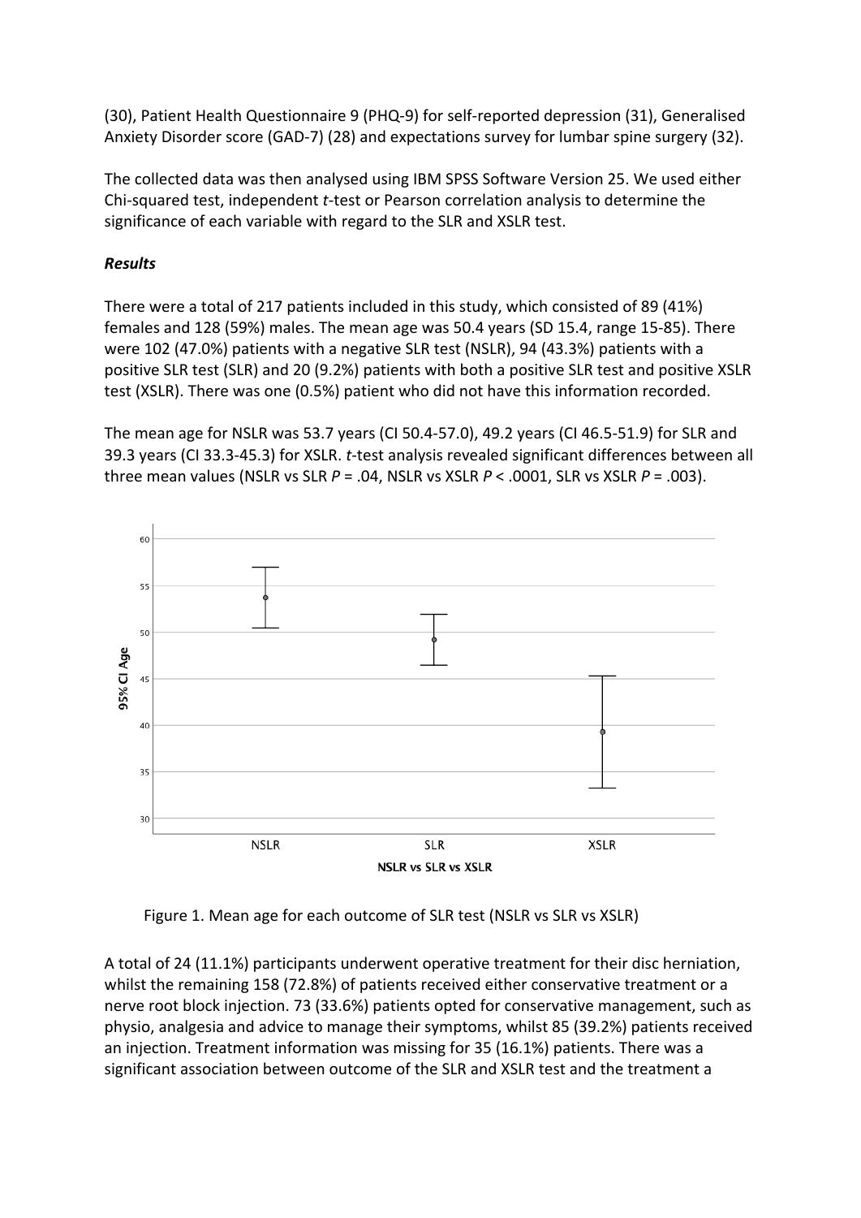(30), Patient Health Questionnaire 9 (PHQ-9) for self-reported depression (31), Generalised Anxiety Disorder score (GAD-7) (28) and expectations survey for lumbar spine surgery (32).

The collected data was then analysed using IBM SPSS Software Version 25. We used either Chi-squared test, independent *t*-test or Pearson correlation analysis to determine the significance of each variable with regard to the SLR and XSLR test.

***Results***

There were a total of 217 patients included in this study, which consisted of 89 (41%) females and 128 (59%) males. The mean age was 50.4 years (SD 15.4, range 15-85). There were 102 (47.0%) patients with a negative SLR test (NSLR), 94 (43.3%) patients with a positive SLR test (SLR) and 20 (9.2%) patients with both a positive SLR test and positive XSLR test (XSLR). There was one (0.5%) patient who did not have this information recorded.

The mean age for NSLR was 53.7 years (CI 50.4-57.0), 49.2 years (CI 46.5-51.9) for SLR and 39.3 years (CI 33.3-45.3) for XSLR. *t*-test analysis revealed significant differences between all three mean values (NSLR vs SLR $P = .04$, NSLR vs XSLR $P < .0001$, SLR vs XSLR $P = .003$).

Figure 1. Mean age for each outcome of SLR test (NSLR vs SLR vs XSLR)

A total of 24 (11.1%) participants underwent operative treatment for their disc herniation, whilst the remaining 158 (72.8%) of patients received either conservative treatment or a nerve root block injection. 73 (33.6%) patients opted for conservative management, such as physio, analgesia and advice to manage their symptoms, whilst 85 (39.2%) patients received an injection. Treatment information was missing for 35 (16.1%) patients. There was a significant association between outcome of the SLR and XSLR test and the treatment a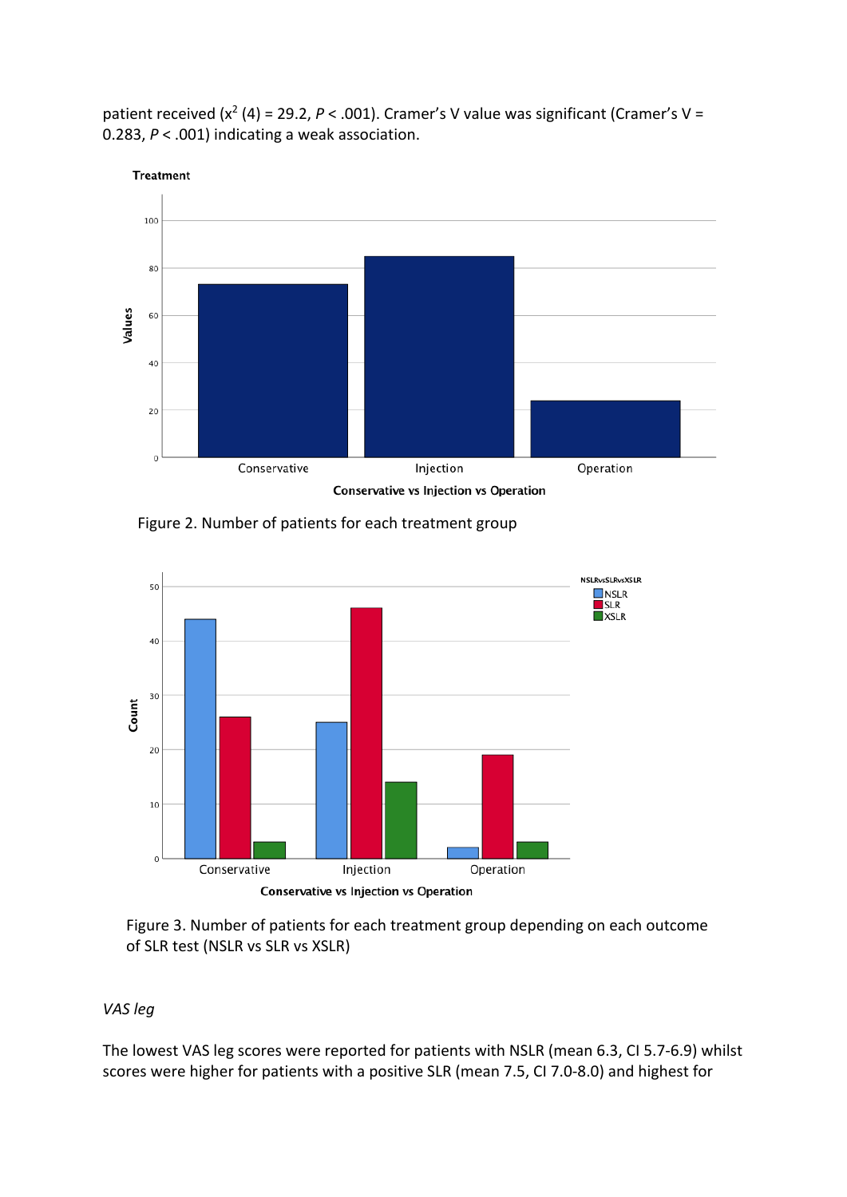patient received ($x^2$ (4) = 29.2, $P < .001$). Cramer's V value was significant (Cramer's V = 0.283, $P < .001$) indicating a weak association.

Figure 2. Number of patients for each treatment group

Figure 3. Number of patients for each treatment group depending on each outcome of SLR test (NSLR vs SLR vs XSLR)

*VAS leg*

The lowest VAS leg scores were reported for patients with NSLR (mean 6.3, CI 5.7-6.9) whilst scores were higher for patients with a positive SLR (mean 7.5, CI 7.0-8.0) and highest for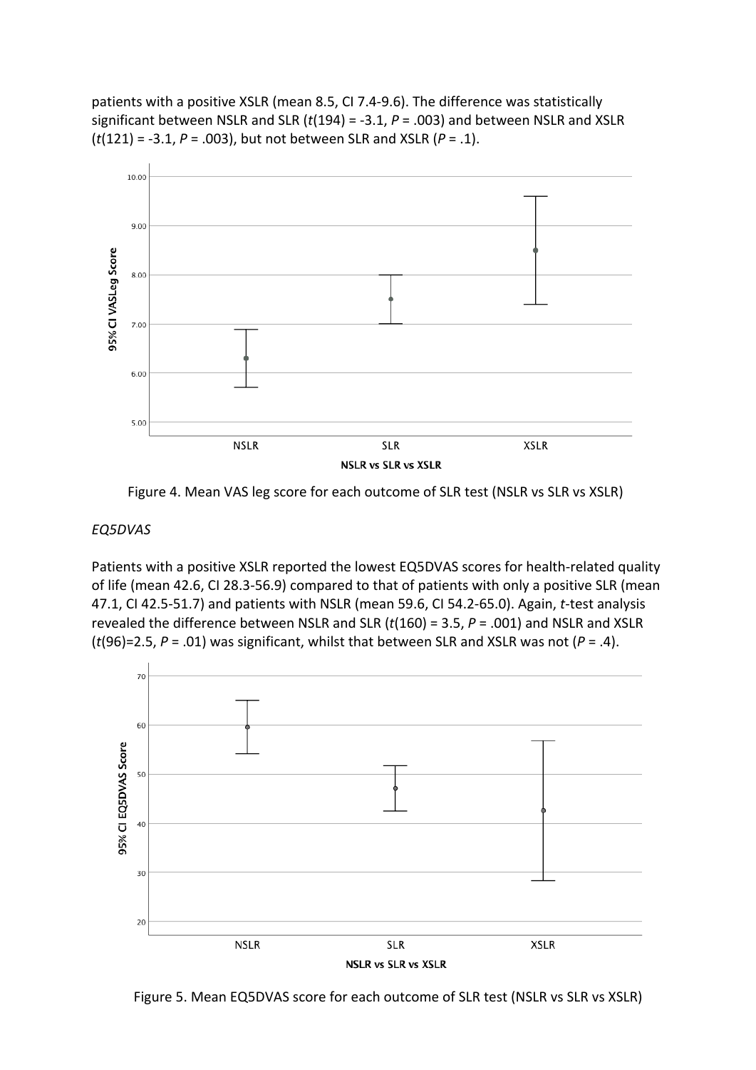patients with a positive XSLR (mean 8.5, CI 7.4-9.6). The difference was statistically significant between NSLR and SLR ($t(194) = -3.1$, $P = .003$) and between NSLR and XSLR ($t(121) = -3.1$, $P = .003$), but not between SLR and XSLR ($P = .1$).

Figure 4. Mean VAS leg score for each outcome of SLR test (NSLR vs SLR vs XSLR)

*EQ5DVAS*

Patients with a positive XSLR reported the lowest EQ5DVAS scores for health-related quality of life (mean 42.6, CI 28.3-56.9) compared to that of patients with only a positive SLR (mean 47.1, CI 42.5-51.7) and patients with NSLR (mean 59.6, CI 54.2-65.0). Again, *t*-test analysis revealed the difference between NSLR and SLR ($t(160) = 3.5$, $P = .001$) and NSLR and XSLR ($t(96)=2.5$, $P = .01$) was significant, whilst that between SLR and XSLR was not ($P = .4$).

Figure 5. Mean EQ5DVAS score for each outcome of SLR test (NSLR vs SLR vs XSLR)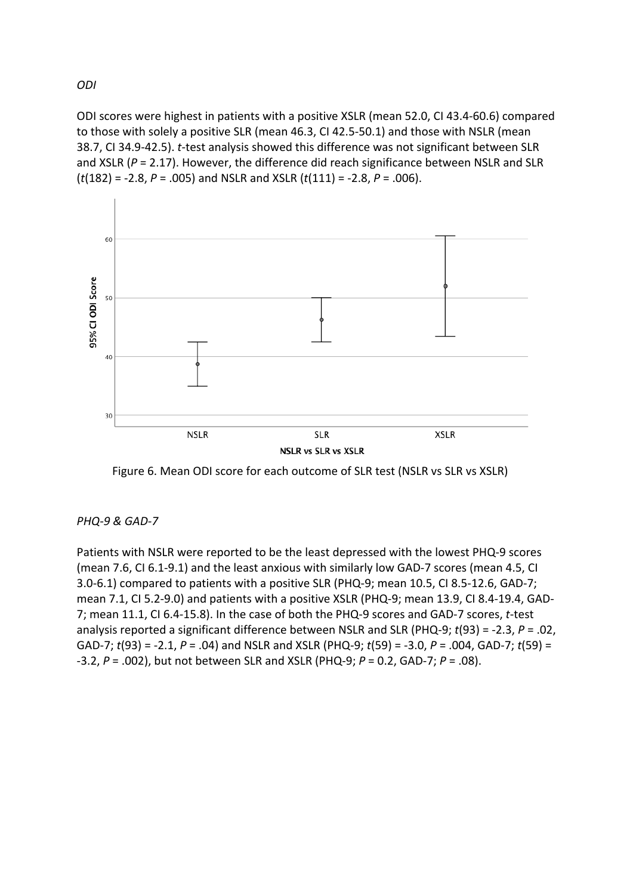*ODI*

ODI scores were highest in patients with a positive XSLR (mean 52.0, CI 43.4-60.6) compared to those with solely a positive SLR (mean 46.3, CI 42.5-50.1) and those with NSLR (mean 38.7, CI 34.9-42.5). *t*-test analysis showed this difference was not significant between SLR and XSLR ($P = 2.17$). However, the difference did reach significance between NSLR and SLR ($t(182) = -2.8$, $P = .005$) and NSLR and XSLR ($t(111) = -2.8$, $P = .006$).

Figure 6. Mean ODI score for each outcome of SLR test (NSLR vs SLR vs XSLR)

*PHQ-9 & GAD-7*

Patients with NSLR were reported to be the least depressed with the lowest PHQ-9 scores (mean 7.6, CI 6.1-9.1) and the least anxious with similarly low GAD-7 scores (mean 4.5, CI 3.0-6.1) compared to patients with a positive SLR (PHQ-9; mean 10.5, CI 8.5-12.6, GAD-7; mean 7.1, CI 5.2-9.0) and patients with a positive XSLR (PHQ-9; mean 13.9, CI 8.4-19.4, GAD-7; mean 11.1, CI 6.4-15.8). In the case of both the PHQ-9 scores and GAD-7 scores, *t*-test analysis reported a significant difference between NSLR and SLR (PHQ-9; $t(93) = -2.3$, $P = .02$, GAD-7; $t(93) = -2.1$, $P = .04$) and NSLR and XSLR (PHQ-9; $t(59) = -3.0$, $P = .004$, GAD-7; $t(59) = -3.2$, $P = .002$), but not between SLR and XSLR (PHQ-9; $P = 0.2$, GAD-7; $P = .08$).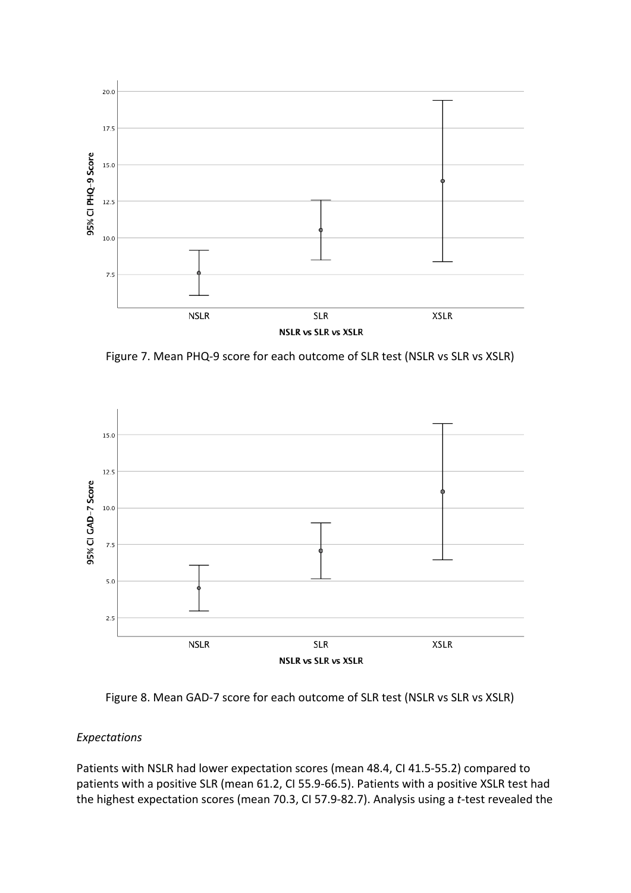Figure 7. Mean PHQ-9 score for each outcome of SLR test (NSLR vs SLR vs XSLR)

Figure 8. Mean GAD-7 score for each outcome of SLR test (NSLR vs SLR vs XSLR)

*Expectations*

Patients with NSLR had lower expectation scores (mean 48.4, CI 41.5-55.2) compared to patients with a positive SLR (mean 61.2, CI 55.9-66.5). Patients with a positive XSLR test had the highest expectation scores (mean 70.3, CI 57.9-82.7). Analysis using a *t*-test revealed the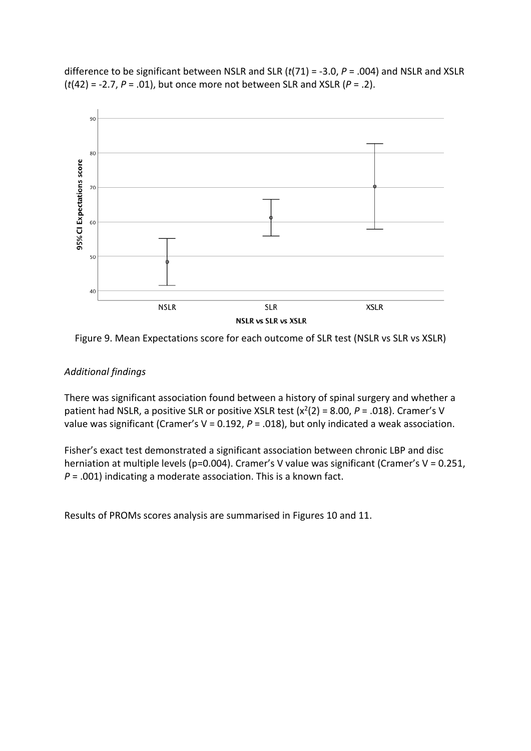difference to be significant between NSLR and SLR ($t(71) = -3.0$, $P = .004$) and NSLR and XSLR ($t(42) = -2.7$, $P = .01$), but once more not between SLR and XSLR ($P = .2$).

Figure 9. Mean Expectations score for each outcome of SLR test (NSLR vs SLR vs XSLR)

*Additional findings*

There was significant association found between a history of spinal surgery and whether a patient had NSLR, a positive SLR or positive XSLR test ($x^2(2) = 8.00$, $P = .018$). Cramer's V value was significant (Cramer's V = 0.192, $P = .018$), but only indicated a weak association.

Fisher's exact test demonstrated a significant association between chronic LBP and disc herniation at multiple levels (p=0.004). Cramer's V value was significant (Cramer's V = 0.251, $P = .001$) indicating a moderate association. This is a known fact.

Results of PROMs scores analysis are summarised in Figures 10 and 11.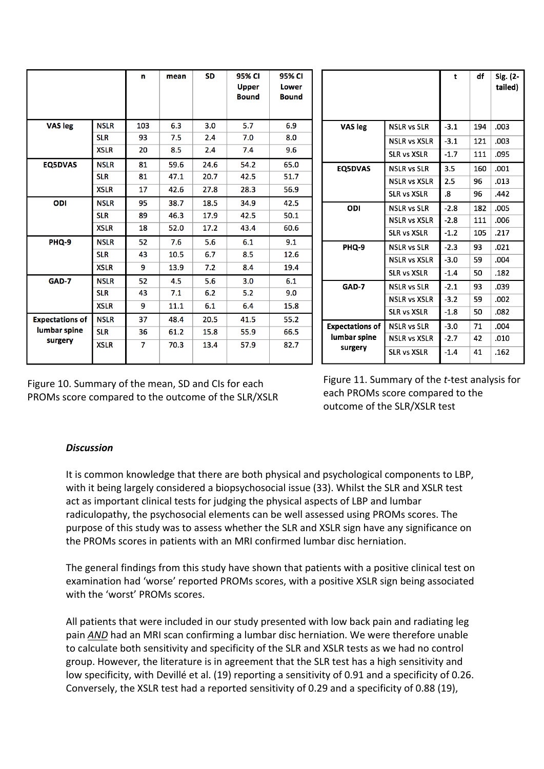| | | n | mean | SD | 95% CI Upper Bound | 95% CI Lower Bound |
|---|---|---|---|---|---|---|
| VAS leg | NSLR | 103 | 6.3 | 3.0 | 5.7 | 6.9 |
| | SLR | 93 | 7.5 | 2.4 | 7.0 | 8.0 |
| | XSLR | 20 | 8.5 | 2.4 | 7.4 | 9.6 |
| EQ5DVAS | NSLR | 81 | 59.6 | 24.6 | 54.2 | 65.0 |
| | SLR | 81 | 47.1 | 20.7 | 42.5 | 51.7 |
| | XSLR | 17 | 42.6 | 27.8 | 28.3 | 56.9 |
| ODI | NSLR | 95 | 38.7 | 18.5 | 34.9 | 42.5 |
| | SLR | 89 | 46.3 | 17.9 | 42.5 | 50.1 |
| | XSLR | 18 | 52.0 | 17.2 | 43.4 | 60.6 |
| PHQ-9 | NSLR | 52 | 7.6 | 5.6 | 6.1 | 9.1 |
| | SLR | 43 | 10.5 | 6.7 | 8.5 | 12.6 |
| | XSLR | 9 | 13.9 | 7.2 | 8.4 | 19.4 |
| GAD-7 | NSLR | 52 | 4.5 | 5.6 | 3.0 | 6.1 |
| | SLR | 43 | 7.1 | 6.2 | 5.2 | 9.0 |
| | XSLR | 9 | 11.1 | 6.1 | 6.4 | 15.8 |
| Expectations of lumbar spine surgery | NSLR | 37 | 48.4 | 20.5 | 41.5 | 55.2 |
| | SLR | 36 | 61.2 | 15.8 | 55.9 | 66.5 |
| | XSLR | 7 | 70.3 | 13.4 | 57.9 | 82.7 |

Figure 10. Summary of the mean, SD and CIs for each PROMs score compared to the outcome of the SLR/XSLR

| | | t | df | Sig. (2-tailed) |
|---|---|---|---|---|
| VAS leg | NSLR vs SLR | -3.1 | 194 | .003 |
| | NSLR vs XSLR | -3.1 | 121 | .003 |
| | SLR vs XSLR | -1.7 | 111 | .095 |
| EQ5DVAS | NSLR vs SLR | 3.5 | 160 | .001 |
| | NSLR vs XSLR | 2.5 | 96 | .013 |
| | SLR vs XSLR | .8 | 96 | .442 |
| ODI | NSLR vs SLR | -2.8 | 182 | .005 |
| | NSLR vs XSLR | -2.8 | 111 | .006 |
| | SLR vs XSLR | -1.2 | 105 | .217 |
| PHQ-9 | NSLR vs SLR | -2.3 | 93 | .021 |
| | NSLR vs XSLR | -3.0 | 59 | .004 |
| | SLR vs XSLR | -1.4 | 50 | .182 |
| GAD-7 | NSLR vs SLR | -2.1 | 93 | .039 |
| | NSLR vs XSLR | -3.2 | 59 | .002 |
| | SLR vs XSLR | -1.8 | 50 | .082 |
| Expectations of lumbar spine surgery | NSLR vs SLR | -3.0 | 71 | .004 |
| | NSLR vs XSLR | -2.7 | 42 | .010 |
| | SLR vs XSLR | -1.4 | 41 | .162 |

Figure 11. Summary of the *t*-test analysis for each PROMs score compared to the outcome of the SLR/XSLR test

***Discussion***

It is common knowledge that there are both physical and psychological components to LBP, with it being largely considered a biopsychosocial issue (33). Whilst the SLR and XSLR test act as important clinical tests for judging the physical aspects of LBP and lumbar radiculopathy, the psychosocial elements can be well assessed using PROMs scores. The purpose of this study was to assess whether the SLR and XSLR sign have any significance on the PROMs scores in patients with an MRI confirmed lumbar disc herniation.

The general findings from this study have shown that patients with a positive clinical test on examination had 'worse' reported PROMs scores, with a positive XSLR sign being associated with the 'worst' PROMs scores.

All patients that were included in our study presented with low back pain and radiating leg pain ***AND*** had an MRI scan confirming a lumbar disc herniation. We were therefore unable to calculate both sensitivity and specificity of the SLR and XSLR tests as we had no control group. However, the literature is in agreement that the SLR test has a high sensitivity and low specificity, with Devillé et al. (19) reporting a sensitivity of 0.91 and a specificity of 0.26. Conversely, the XSLR test had a reported sensitivity of 0.29 and a specificity of 0.88 (19),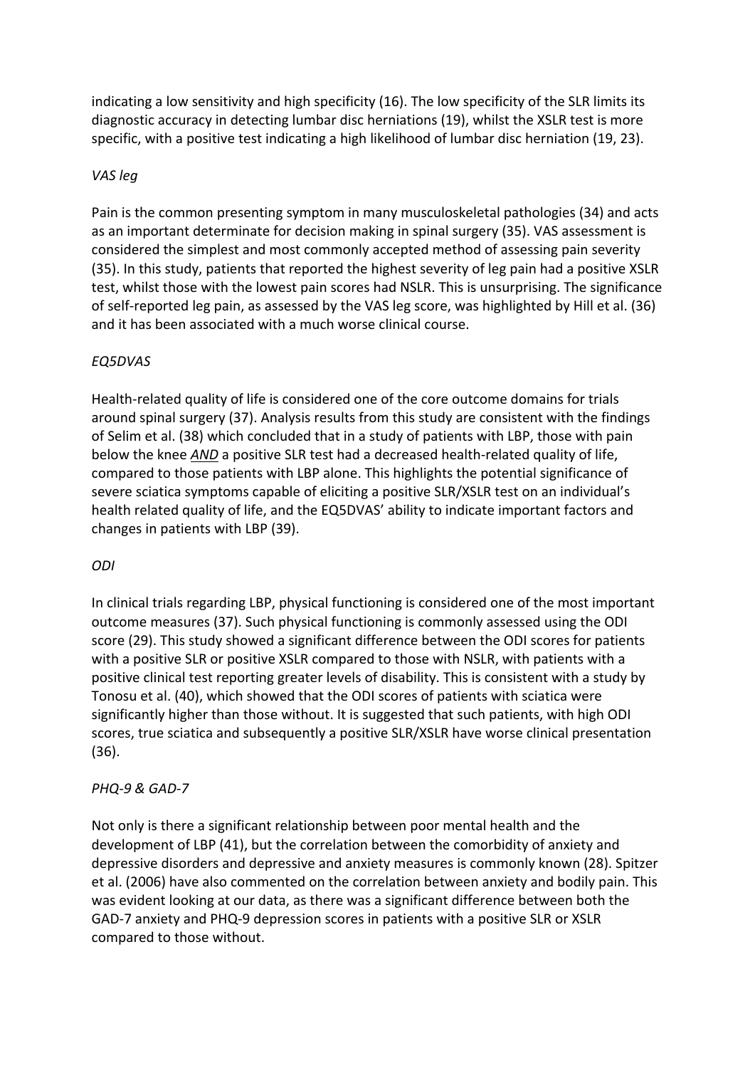indicating a low sensitivity and high specificity (16). The low specificity of the SLR limits its diagnostic accuracy in detecting lumbar disc herniations (19), whilst the XSLR test is more specific, with a positive test indicating a high likelihood of lumbar disc herniation (19, 23).

*VAS leg*

Pain is the common presenting symptom in many musculoskeletal pathologies (34) and acts as an important determinate for decision making in spinal surgery (35). VAS assessment is considered the simplest and most commonly accepted method of assessing pain severity (35). In this study, patients that reported the highest severity of leg pain had a positive XSLR test, whilst those with the lowest pain scores had NSLR. This is unsurprising. The significance of self-reported leg pain, as assessed by the VAS leg score, was highlighted by Hill et al. (36) and it has been associated with a much worse clinical course.

*EQ5DVAS*

Health-related quality of life is considered one of the core outcome domains for trials around spinal surgery (37). Analysis results from this study are consistent with the findings of Selim et al. (38) which concluded that in a study of patients with LBP, those with pain below the knee ***AND*** a positive SLR test had a decreased health-related quality of life, compared to those patients with LBP alone. This highlights the potential significance of severe sciatica symptoms capable of eliciting a positive SLR/XSLR test on an individual's health related quality of life, and the EQ5DVAS' ability to indicate important factors and changes in patients with LBP (39).

*ODI*

In clinical trials regarding LBP, physical functioning is considered one of the most important outcome measures (37). Such physical functioning is commonly assessed using the ODI score (29). This study showed a significant difference between the ODI scores for patients with a positive SLR or positive XSLR compared to those with NSLR, with patients with a positive clinical test reporting greater levels of disability. This is consistent with a study by Tonosu et al. (40), which showed that the ODI scores of patients with sciatica were significantly higher than those without. It is suggested that such patients, with high ODI scores, true sciatica and subsequently a positive SLR/XSLR have worse clinical presentation (36).

*PHQ-9 & GAD-7*

Not only is there a significant relationship between poor mental health and the development of LBP (41), but the correlation between the comorbidity of anxiety and depressive disorders and depressive and anxiety measures is commonly known (28). Spitzer et al. (2006) have also commented on the correlation between anxiety and bodily pain. This was evident looking at our data, as there was a significant difference between both the GAD-7 anxiety and PHQ-9 depression scores in patients with a positive SLR or XSLR compared to those without.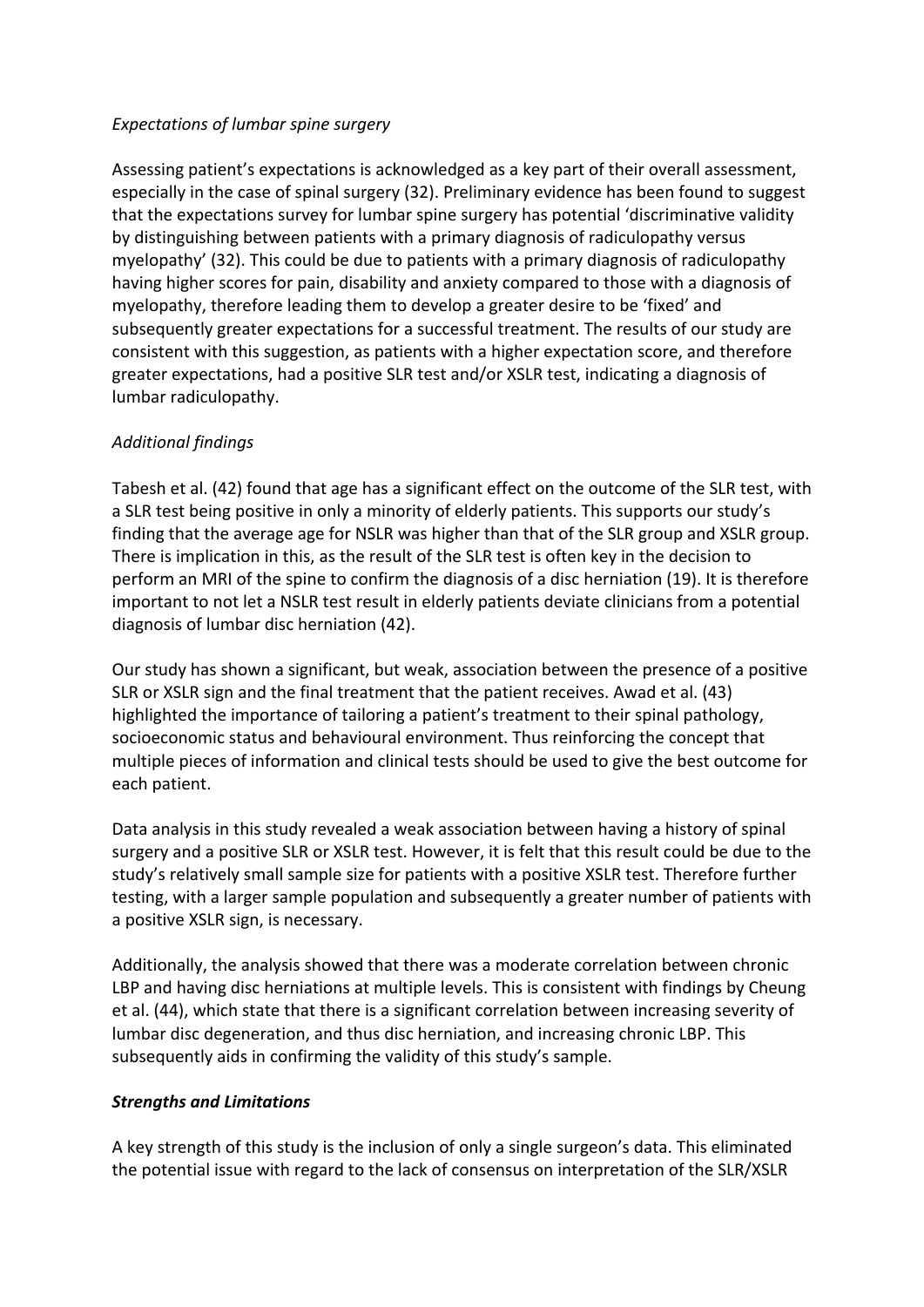*Expectations of lumbar spine surgery*

Assessing patient's expectations is acknowledged as a key part of their overall assessment, especially in the case of spinal surgery (32). Preliminary evidence has been found to suggest that the expectations survey for lumbar spine surgery has potential 'discriminative validity by distinguishing between patients with a primary diagnosis of radiculopathy versus myelopathy' (32). This could be due to patients with a primary diagnosis of radiculopathy having higher scores for pain, disability and anxiety compared to those with a diagnosis of myelopathy, therefore leading them to develop a greater desire to be 'fixed' and subsequently greater expectations for a successful treatment. The results of our study are consistent with this suggestion, as patients with a higher expectation score, and therefore greater expectations, had a positive SLR test and/or XSLR test, indicating a diagnosis of lumbar radiculopathy.

*Additional findings*

Tabesh et al. (42) found that age has a significant effect on the outcome of the SLR test, with a SLR test being positive in only a minority of elderly patients. This supports our study's finding that the average age for NSLR was higher than that of the SLR group and XSLR group. There is implication in this, as the result of the SLR test is often key in the decision to perform an MRI of the spine to confirm the diagnosis of a disc herniation (19). It is therefore important to not let a NSLR test result in elderly patients deviate clinicians from a potential diagnosis of lumbar disc herniation (42).

Our study has shown a significant, but weak, association between the presence of a positive SLR or XSLR sign and the final treatment that the patient receives. Awad et al. (43) highlighted the importance of tailoring a patient's treatment to their spinal pathology, socioeconomic status and behavioural environment. Thus reinforcing the concept that multiple pieces of information and clinical tests should be used to give the best outcome for each patient.

Data analysis in this study revealed a weak association between having a history of spinal surgery and a positive SLR or XSLR test. However, it is felt that this result could be due to the study's relatively small sample size for patients with a positive XSLR test. Therefore further testing, with a larger sample population and subsequently a greater number of patients with a positive XSLR sign, is necessary.

Additionally, the analysis showed that there was a moderate correlation between chronic LBP and having disc herniations at multiple levels. This is consistent with findings by Cheung et al. (44), which state that there is a significant correlation between increasing severity of lumbar disc degeneration, and thus disc herniation, and increasing chronic LBP. This subsequently aids in confirming the validity of this study's sample.

***Strengths and Limitations***

A key strength of this study is the inclusion of only a single surgeon's data. This eliminated the potential issue with regard to the lack of consensus on interpretation of the SLR/XSLR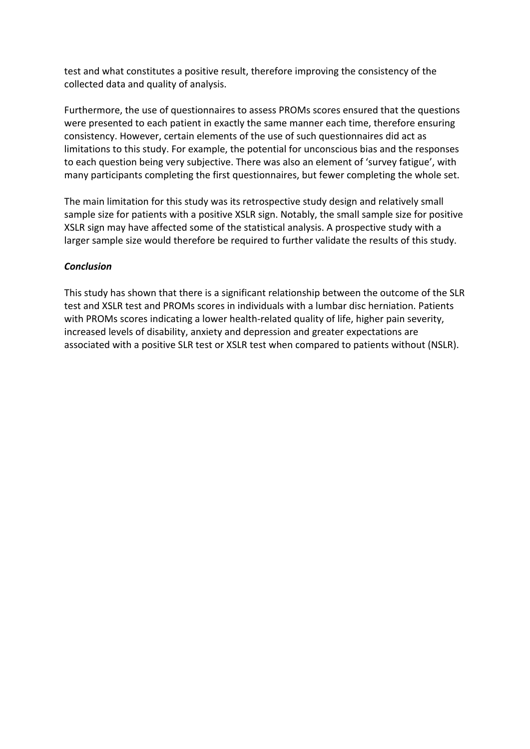test and what constitutes a positive result, therefore improving the consistency of the collected data and quality of analysis.

Furthermore, the use of questionnaires to assess PROMs scores ensured that the questions were presented to each patient in exactly the same manner each time, therefore ensuring consistency. However, certain elements of the use of such questionnaires did act as limitations to this study. For example, the potential for unconscious bias and the responses to each question being very subjective. There was also an element of 'survey fatigue', with many participants completing the first questionnaires, but fewer completing the whole set.

The main limitation for this study was its retrospective study design and relatively small sample size for patients with a positive XSLR sign. Notably, the small sample size for positive XSLR sign may have affected some of the statistical analysis. A prospective study with a larger sample size would therefore be required to further validate the results of this study.

***Conclusion***

This study has shown that there is a significant relationship between the outcome of the SLR test and XSLR test and PROMs scores in individuals with a lumbar disc herniation. Patients with PROMs scores indicating a lower health-related quality of life, higher pain severity, increased levels of disability, anxiety and depression and greater expectations are associated with a positive SLR test or XSLR test when compared to patients without (NSLR).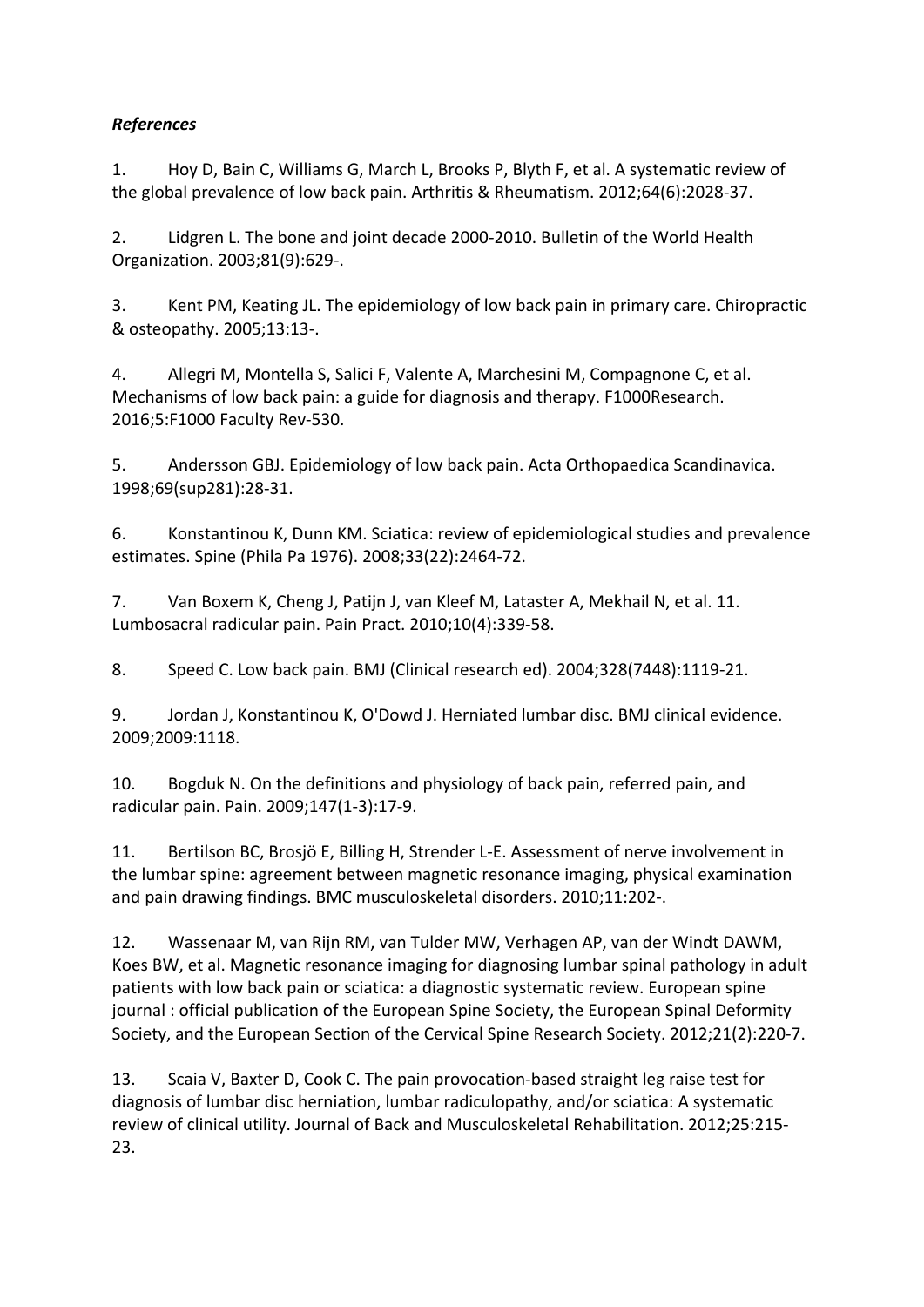*References*

1. Hoy D, Bain C, Williams G, March L, Brooks P, Blyth F, et al. A systematic review of the global prevalence of low back pain. Arthritis & Rheumatism. 2012;64(6):2028-37.

2. Lidgren L. The bone and joint decade 2000-2010. Bulletin of the World Health Organization. 2003;81(9):629-.

3. Kent PM, Keating JL. The epidemiology of low back pain in primary care. Chiropractic & osteopathy. 2005;13:13-.

4. Allegri M, Montella S, Salici F, Valente A, Marchesini M, Compagnone C, et al. Mechanisms of low back pain: a guide for diagnosis and therapy. F1000Research. 2016;5:F1000 Faculty Rev-530.

5. Andersson GBJ. Epidemiology of low back pain. Acta Orthopaedica Scandinavica. 1998;69(sup281):28-31.

6. Konstantinou K, Dunn KM. Sciatica: review of epidemiological studies and prevalence estimates. Spine (Phila Pa 1976). 2008;33(22):2464-72.

7. Van Boxem K, Cheng J, Patijn J, van Kleef M, Lataster A, Mekhail N, et al. 11. Lumbosacral radicular pain. Pain Pract. 2010;10(4):339-58.

8. Speed C. Low back pain. BMJ (Clinical research ed). 2004;328(7448):1119-21.

9. Jordan J, Konstantinou K, O'Dowd J. Herniated lumbar disc. BMJ clinical evidence. 2009;2009:1118.

10. Bogduk N. On the definitions and physiology of back pain, referred pain, and radicular pain. Pain. 2009;147(1-3):17-9.

11. Bertilson BC, Brosjö E, Billing H, Strender L-E. Assessment of nerve involvement in the lumbar spine: agreement between magnetic resonance imaging, physical examination and pain drawing findings. BMC musculoskeletal disorders. 2010;11:202-.

12. Wassenaar M, van Rijn RM, van Tulder MW, Verhagen AP, van der Windt DAWM, Koes BW, et al. Magnetic resonance imaging for diagnosing lumbar spinal pathology in adult patients with low back pain or sciatica: a diagnostic systematic review. European spine journal : official publication of the European Spine Society, the European Spinal Deformity Society, and the European Section of the Cervical Spine Research Society. 2012;21(2):220-7.

13. Scaia V, Baxter D, Cook C. The pain provocation-based straight leg raise test for diagnosis of lumbar disc herniation, lumbar radiculopathy, and/or sciatica: A systematic review of clinical utility. Journal of Back and Musculoskeletal Rehabilitation. 2012;25:215-23.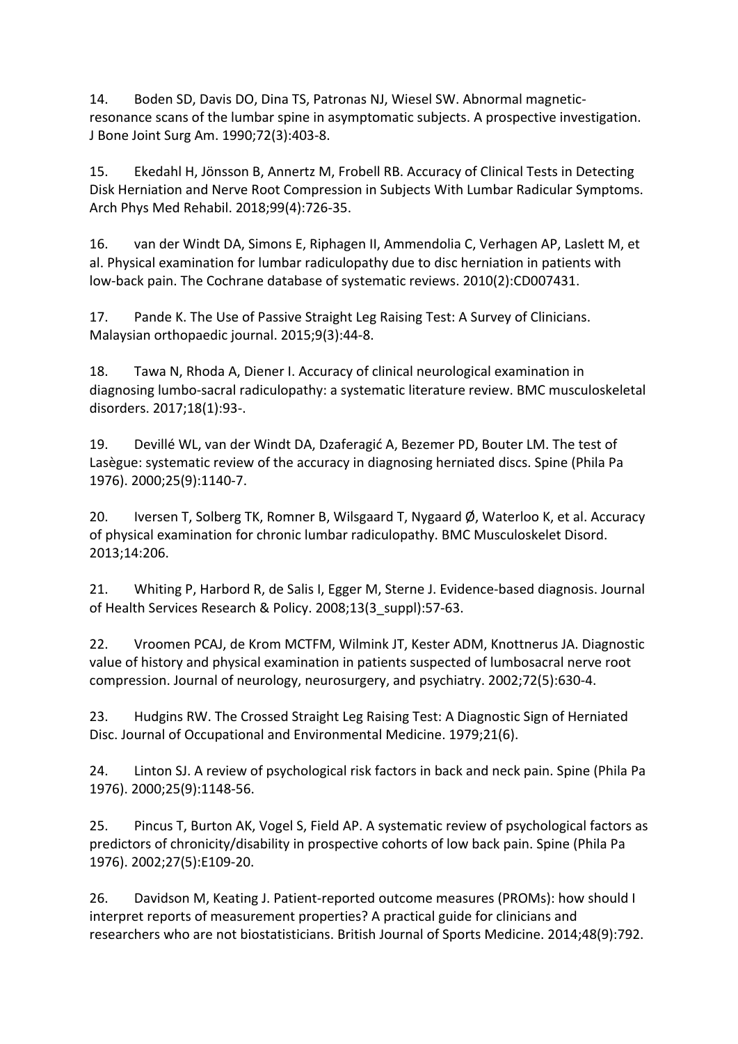14. Boden SD, Davis DO, Dina TS, Patronas NJ, Wiesel SW. Abnormal magnetic-resonance scans of the lumbar spine in asymptomatic subjects. A prospective investigation. J Bone Joint Surg Am. 1990;72(3):403-8.

15. Ekedahl H, Jönsson B, Annertz M, Frobell RB. Accuracy of Clinical Tests in Detecting Disk Herniation and Nerve Root Compression in Subjects With Lumbar Radicular Symptoms. Arch Phys Med Rehabil. 2018;99(4):726-35.

16. van der Windt DA, Simons E, Riphagen II, Ammendolia C, Verhagen AP, Laslett M, et al. Physical examination for lumbar radiculopathy due to disc herniation in patients with low-back pain. The Cochrane database of systematic reviews. 2010(2):CD007431.

17. Pande K. The Use of Passive Straight Leg Raising Test: A Survey of Clinicians. Malaysian orthopaedic journal. 2015;9(3):44-8.

18. Tawa N, Rhoda A, Diener I. Accuracy of clinical neurological examination in diagnosing lumbo-sacral radiculopathy: a systematic literature review. BMC musculoskeletal disorders. 2017;18(1):93-.

19. Devillé WL, van der Windt DA, Dzaferagić A, Bezemer PD, Bouter LM. The test of Lasègue: systematic review of the accuracy in diagnosing herniated discs. Spine (Phila Pa 1976). 2000;25(9):1140-7.

20. Iversen T, Solberg TK, Romner B, Wilsgaard T, Nygaard Ø, Waterloo K, et al. Accuracy of physical examination for chronic lumbar radiculopathy. BMC Musculoskelet Disord. 2013;14:206.

21. Whiting P, Harbord R, de Salis I, Egger M, Sterne J. Evidence-based diagnosis. Journal of Health Services Research & Policy. 2008;13(3_suppl):57-63.

22. Vroomen PCAJ, de Krom MCTFM, Wilmink JT, Kester ADM, Knottnerus JA. Diagnostic value of history and physical examination in patients suspected of lumbosacral nerve root compression. Journal of neurology, neurosurgery, and psychiatry. 2002;72(5):630-4.

23. Hudgins RW. The Crossed Straight Leg Raising Test: A Diagnostic Sign of Herniated Disc. Journal of Occupational and Environmental Medicine. 1979;21(6).

24. Linton SJ. A review of psychological risk factors in back and neck pain. Spine (Phila Pa 1976). 2000;25(9):1148-56.

25. Pincus T, Burton AK, Vogel S, Field AP. A systematic review of psychological factors as predictors of chronicity/disability in prospective cohorts of low back pain. Spine (Phila Pa 1976). 2002;27(5):E109-20.

26. Davidson M, Keating J. Patient-reported outcome measures (PROMs): how should I interpret reports of measurement properties? A practical guide for clinicians and researchers who are not biostatisticians. British Journal of Sports Medicine. 2014;48(9):792.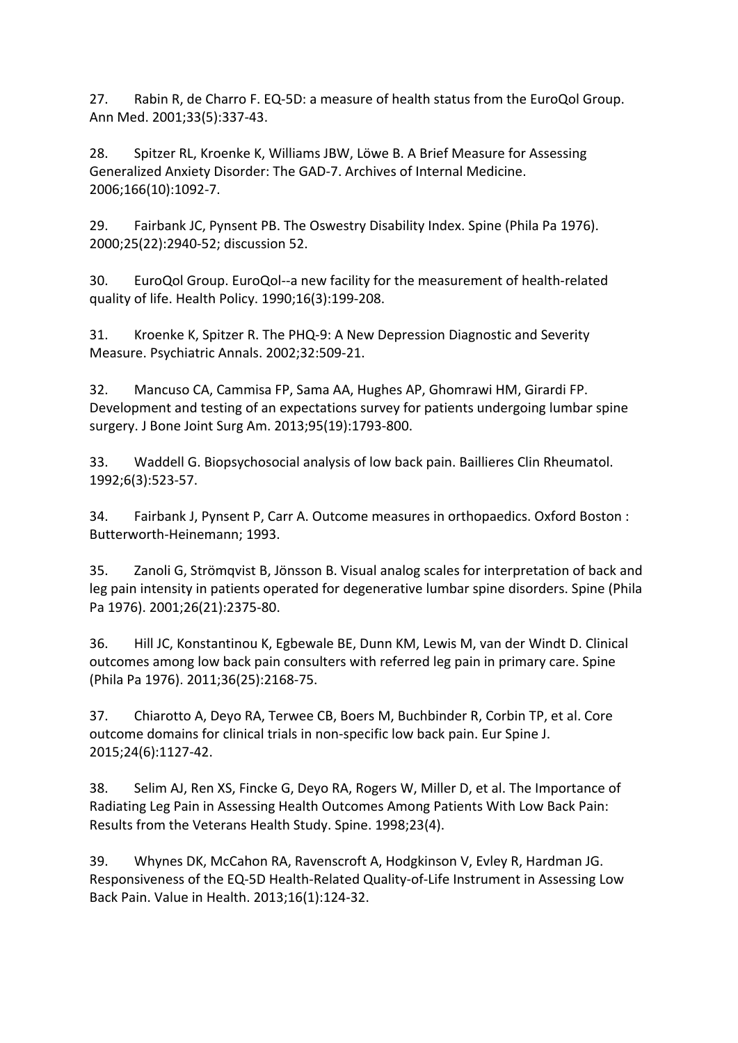27. Rabin R, de Charro F. EQ-5D: a measure of health status from the EuroQol Group. Ann Med. 2001;33(5):337-43.

28. Spitzer RL, Kroenke K, Williams JBW, Löwe B. A Brief Measure for Assessing Generalized Anxiety Disorder: The GAD-7. Archives of Internal Medicine. 2006;166(10):1092-7.

29. Fairbank JC, Pynsent PB. The Oswestry Disability Index. Spine (Phila Pa 1976). 2000;25(22):2940-52; discussion 52.

30. EuroQol Group. EuroQol--a new facility for the measurement of health-related quality of life. Health Policy. 1990;16(3):199-208.

31. Kroenke K, Spitzer R. The PHQ-9: A New Depression Diagnostic and Severity Measure. Psychiatric Annals. 2002;32:509-21.

32. Mancuso CA, Cammisa FP, Sama AA, Hughes AP, Ghomrawi HM, Girardi FP. Development and testing of an expectations survey for patients undergoing lumbar spine surgery. J Bone Joint Surg Am. 2013;95(19):1793-800.

33. Waddell G. Biopsychosocial analysis of low back pain. Baillieres Clin Rheumatol. 1992;6(3):523-57.

34. Fairbank J, Pynsent P, Carr A. Outcome measures in orthopaedics. Oxford Boston : Butterworth-Heinemann; 1993.

35. Zanoli G, Strömqvist B, Jönsson B. Visual analog scales for interpretation of back and leg pain intensity in patients operated for degenerative lumbar spine disorders. Spine (Phila Pa 1976). 2001;26(21):2375-80.

36. Hill JC, Konstantinou K, Egbewale BE, Dunn KM, Lewis M, van der Windt D. Clinical outcomes among low back pain consulters with referred leg pain in primary care. Spine (Phila Pa 1976). 2011;36(25):2168-75.

37. Chiarotto A, Deyo RA, Terwee CB, Boers M, Buchbinder R, Corbin TP, et al. Core outcome domains for clinical trials in non-specific low back pain. Eur Spine J. 2015;24(6):1127-42.

38. Selim AJ, Ren XS, Fincke G, Deyo RA, Rogers W, Miller D, et al. The Importance of Radiating Leg Pain in Assessing Health Outcomes Among Patients With Low Back Pain: Results from the Veterans Health Study. Spine. 1998;23(4).

39. Whynes DK, McCahon RA, Ravenscroft A, Hodgkinson V, Evley R, Hardman JG. Responsiveness of the EQ-5D Health-Related Quality-of-Life Instrument in Assessing Low Back Pain. Value in Health. 2013;16(1):124-32.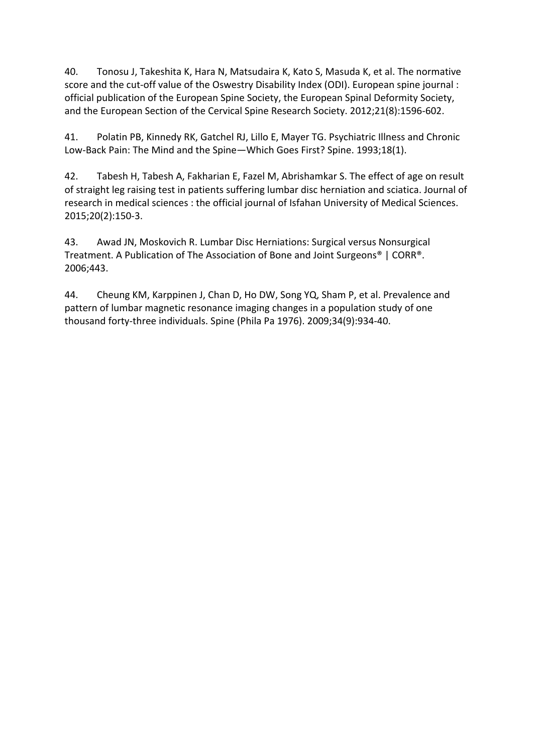40. Tonosu J, Takeshita K, Hara N, Matsudaira K, Kato S, Masuda K, et al. The normative score and the cut-off value of the Oswestry Disability Index (ODI). European spine journal : official publication of the European Spine Society, the European Spinal Deformity Society, and the European Section of the Cervical Spine Research Society. 2012;21(8):1596-602.

41. Polatin PB, Kinnedy RK, Gatchel RJ, Lillo E, Mayer TG. Psychiatric Illness and Chronic Low-Back Pain: The Mind and the Spine—Which Goes First? Spine. 1993;18(1).

42. Tabesh H, Tabesh A, Fakharian E, Fazel M, Abrishamkar S. The effect of age on result of straight leg raising test in patients suffering lumbar disc herniation and sciatica. Journal of research in medical sciences : the official journal of Isfahan University of Medical Sciences. 2015;20(2):150-3.

43. Awad JN, Moskovich R. Lumbar Disc Herniations: Surgical versus Nonsurgical Treatment. A Publication of The Association of Bone and Joint Surgeons® | CORR®. 2006;443.

44. Cheung KM, Karppinen J, Chan D, Ho DW, Song YQ, Sham P, et al. Prevalence and pattern of lumbar magnetic resonance imaging changes in a population study of one thousand forty-three individuals. Spine (Phila Pa 1976). 2009;34(9):934-40.